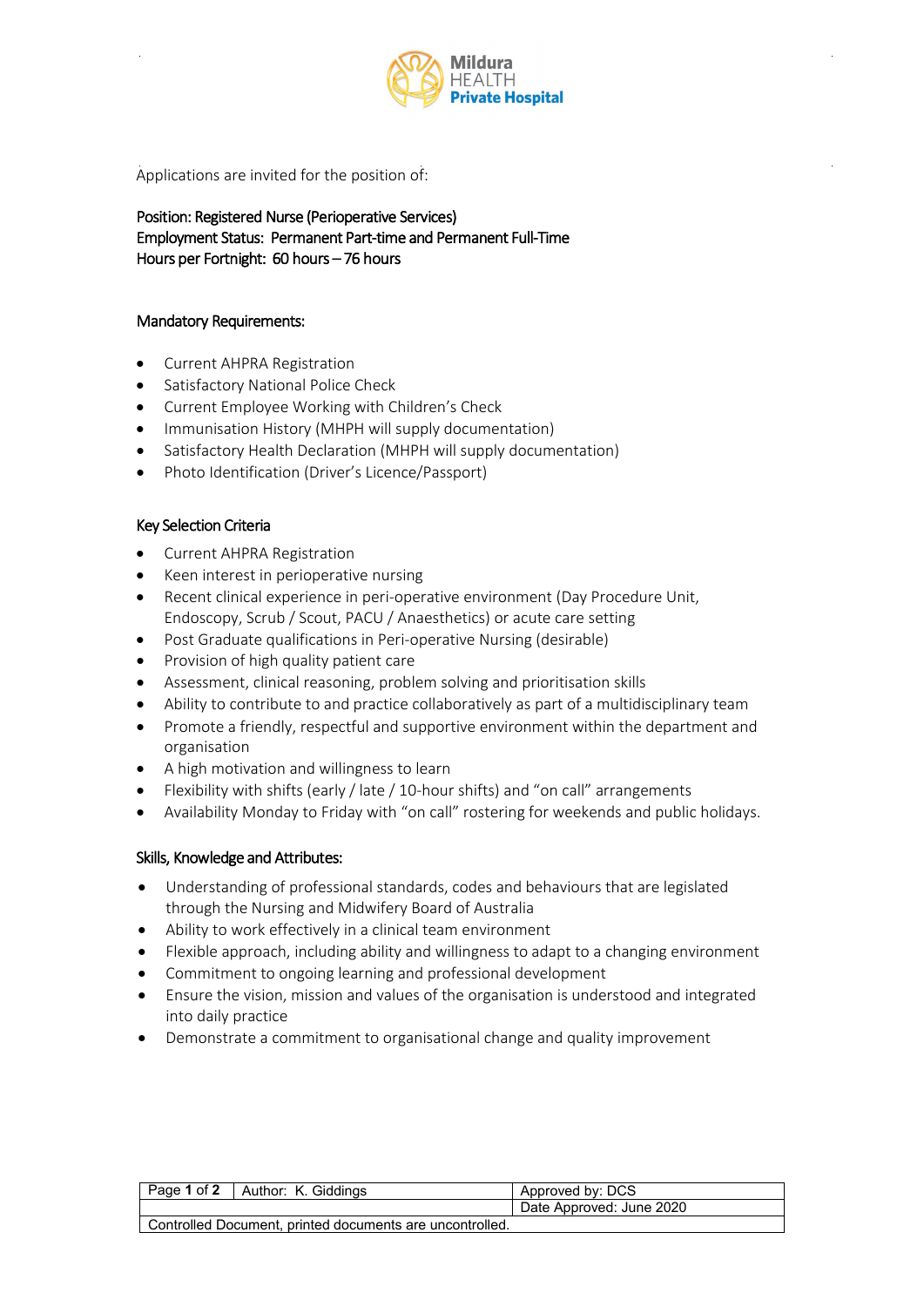Mildura HEALTH Private Hospital

Applications are invited for the position of:

**Position: Registered Nurse (Perioperative Services)**
**Employment Status: Permanent Part-time and Permanent Full-Time**
**Hours per Fortnight: 60 hours – 76 hours**

## Mandatory Requirements:

- Current AHPRA Registration
- Satisfactory National Police Check
- Current Employee Working with Children's Check
- Immunisation History (MHPH will supply documentation)
- Satisfactory Health Declaration (MHPH will supply documentation)
- Photo Identification (Driver's Licence/Passport)

## Key Selection Criteria

- Current AHPRA Registration
- Keen interest in perioperative nursing
- Recent clinical experience in peri-operative environment (Day Procedure Unit, Endoscopy, Scrub / Scout, PACU / Anaesthetics) or acute care setting
- Post Graduate qualifications in Peri-operative Nursing (desirable)
- Provision of high quality patient care
- Assessment, clinical reasoning, problem solving and prioritisation skills
- Ability to contribute to and practice collaboratively as part of a multidisciplinary team
- Promote a friendly, respectful and supportive environment within the department and organisation
- A high motivation and willingness to learn
- Flexibility with shifts (early / late / 10-hour shifts) and "on call" arrangements
- Availability Monday to Friday with "on call" rostering for weekends and public holidays.

## Skills, Knowledge and Attributes:

- Understanding of professional standards, codes and behaviours that are legislated through the Nursing and Midwifery Board of Australia
- Ability to work effectively in a clinical team environment
- Flexible approach, including ability and willingness to adapt to a changing environment
- Commitment to ongoing learning and professional development
- Ensure the vision, mission and values of the organisation is understood and integrated into daily practice
- Demonstrate a commitment to organisational change and quality improvement

| Page 1 of 2 | Author: K. Giddings | Approved by: DCS |
|---|---|---|
| | | Date Approved: June 2020 |
| Controlled Document, printed documents are uncontrolled. | | |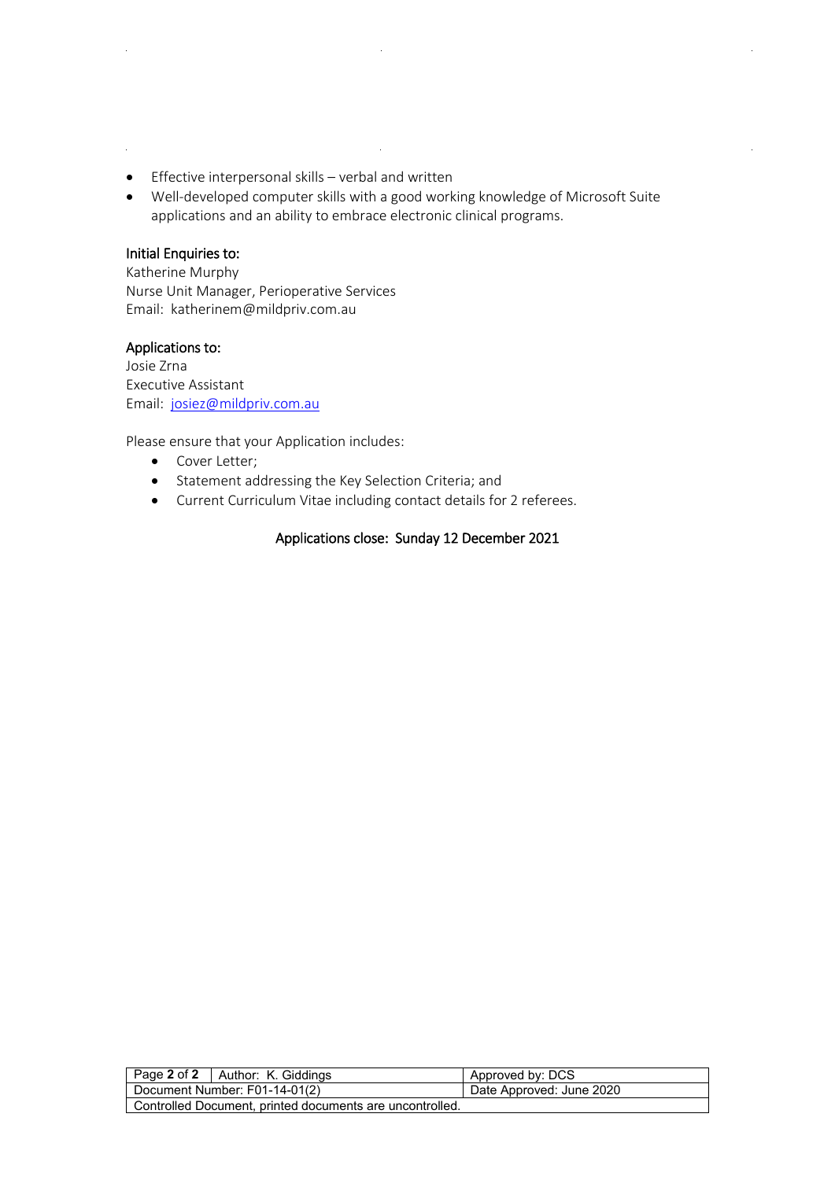- Effective interpersonal skills – verbal and written
- Well-developed computer skills with a good working knowledge of Microsoft Suite applications and an ability to embrace electronic clinical programs.

**Initial Enquiries to:**
Katherine Murphy
Nurse Unit Manager, Perioperative Services
Email: katherinem@mildpriv.com.au

**Applications to:**
Josie Zrna
Executive Assistant
Email: josiez@mildpriv.com.au

Please ensure that your Application includes:

- Cover Letter;
- Statement addressing the Key Selection Criteria; and
- Current Curriculum Vitae including contact details for 2 referees.

**Applications close: Sunday 12 December 2021**

| | | |
|---|---|---|
| Page 2 of 2 | Author: K. Giddings | Approved by: DCS |
| Document Number: F01-14-01(2) | | Date Approved: June 2020 |
| Controlled Document, printed documents are uncontrolled. | | |